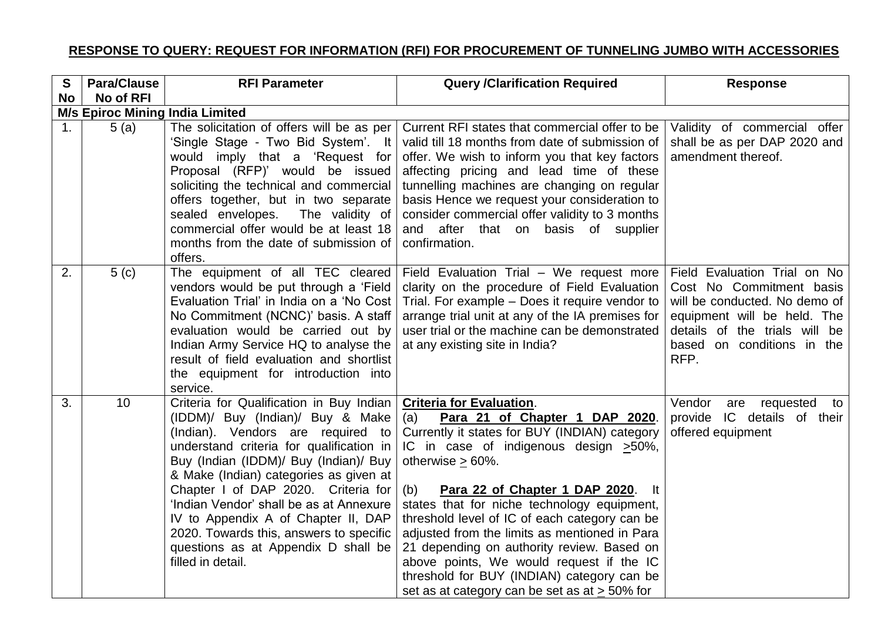**RESPONSE TO QUERY: REQUEST FOR INFORMATION (RFI) FOR PROCUREMENT OF TUNNELING JUMBO WITH ACCESSORIES**

| S No | Para/Clause No of RFI | RFI Parameter | Query /Clarification Required | Response |
|---|---|---|---|---|
| **M/s Epiroc Mining India Limited** | | | | |
| 1. | 5 (a) | The solicitation of offers will be as per 'Single Stage - Two Bid System'. It would imply that a 'Request for Proposal (RFP)' would be issued soliciting the technical and commercial offers together, but in two separate sealed envelopes. The validity of commercial offer would be at least 18 months from the date of submission of offers. | Current RFI states that commercial offer to be valid till 18 months from date of submission of offer. We wish to inform you that key factors affecting pricing and lead time of these tunnelling machines are changing on regular basis Hence we request your consideration to consider commercial offer validity to 3 months and after that on basis of supplier confirmation. | Validity of commercial offer shall be as per DAP 2020 and amendment thereof. |
| 2. | 5 (c) | The equipment of all TEC cleared vendors would be put through a 'Field Evaluation Trial' in India on a 'No Cost No Commitment (NCNC)' basis. A staff evaluation would be carried out by Indian Army Service HQ to analyse the result of field evaluation and shortlist the equipment for introduction into service. | Field Evaluation Trial – We request more clarity on the procedure of Field Evaluation Trial. For example – Does it require vendor to arrange trial unit at any of the IA premises for user trial or the machine can be demonstrated at any existing site in India? | Field Evaluation Trial on No Cost No Commitment basis will be conducted. No demo of equipment will be held. The details of the trials will be based on conditions in the RFP. |
| 3. | 10 | Criteria for Qualification in Buy Indian (IDDM)/ Buy (Indian)/ Buy & Make (Indian). Vendors are required to understand criteria for qualification in Buy (Indian (IDDM)/ Buy (Indian)/ Buy & Make (Indian) categories as given at Chapter I of DAP 2020. Criteria for 'Indian Vendor' shall be as at Annexure IV to Appendix A of Chapter II, DAP 2020. Towards this, answers to specific questions as at Appendix D shall be filled in detail. | **Criteria for Evaluation**.<br><br>(a) **Para 21 of Chapter 1 DAP 2020**. Currently it states for BUY (INDIAN) category IC in case of indigenous design ≥50%, otherwise ≥ 60%.<br><br>(b) **Para 22 of Chapter 1 DAP 2020**. It states that for niche technology equipment, threshold level of IC of each category can be adjusted from the limits as mentioned in Para 21 depending on authority review. Based on above points, We would request if the IC threshold for BUY (INDIAN) category can be set as at category can be set as at ≥ 50% for | Vendor are requested to provide IC details of their offered equipment |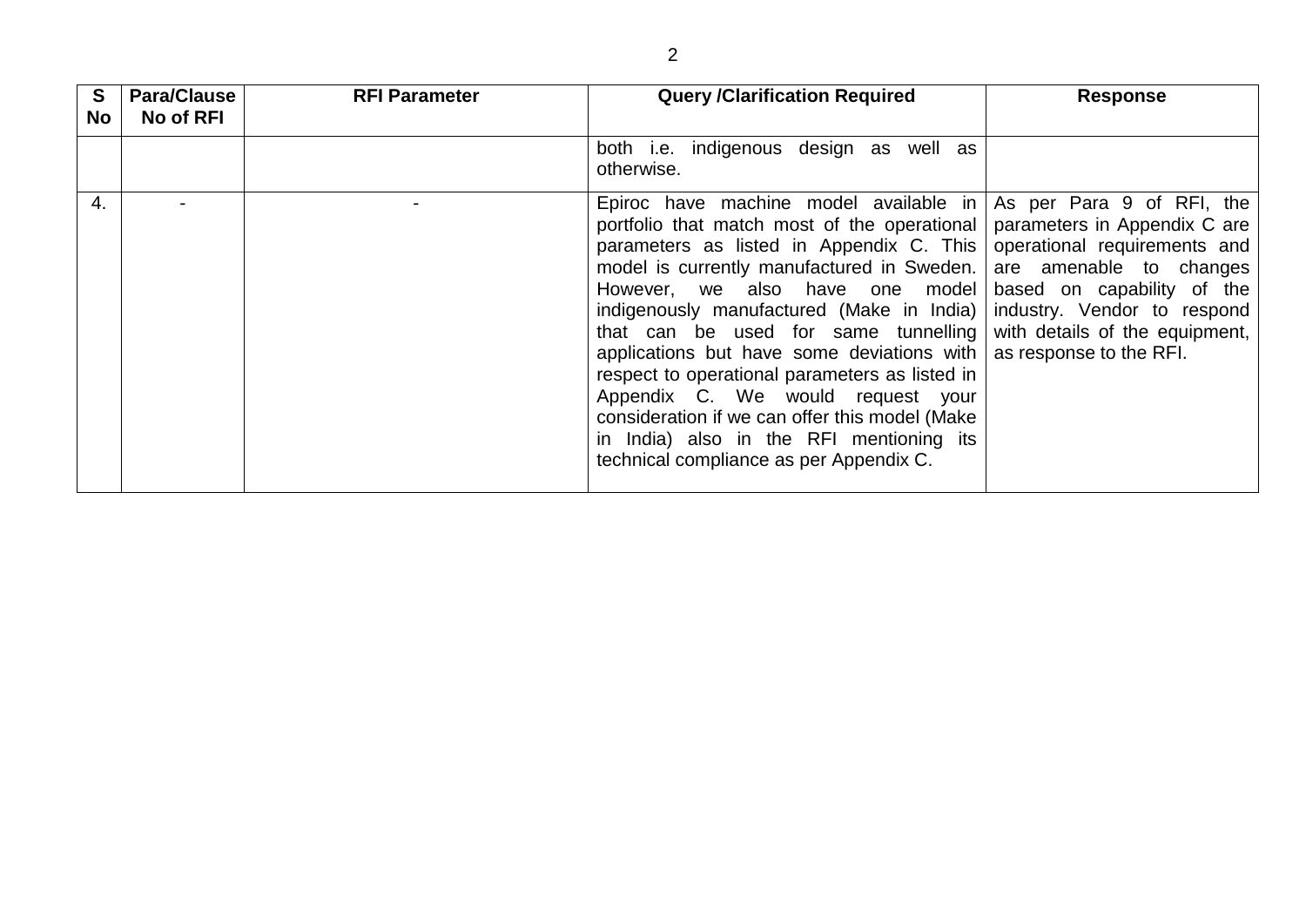| S No | Para/Clause No of RFI | RFI Parameter | Query /Clarification Required | Response |
|---|---|---|---|---|
| | | | both i.e. indigenous design as well as otherwise. | |
| 4. | - | - | Epiroc have machine model available in portfolio that match most of the operational parameters as listed in Appendix C. This model is currently manufactured in Sweden. However, we also have one model indigenously manufactured (Make in India) that can be used for same tunnelling applications but have some deviations with respect to operational parameters as listed in Appendix C. We would request your consideration if we can offer this model (Make in India) also in the RFI mentioning its technical compliance as per Appendix C. | As per Para 9 of RFI, the parameters in Appendix C are operational requirements and are amenable to changes based on capability of the industry. Vendor to respond with details of the equipment, as response to the RFI. |